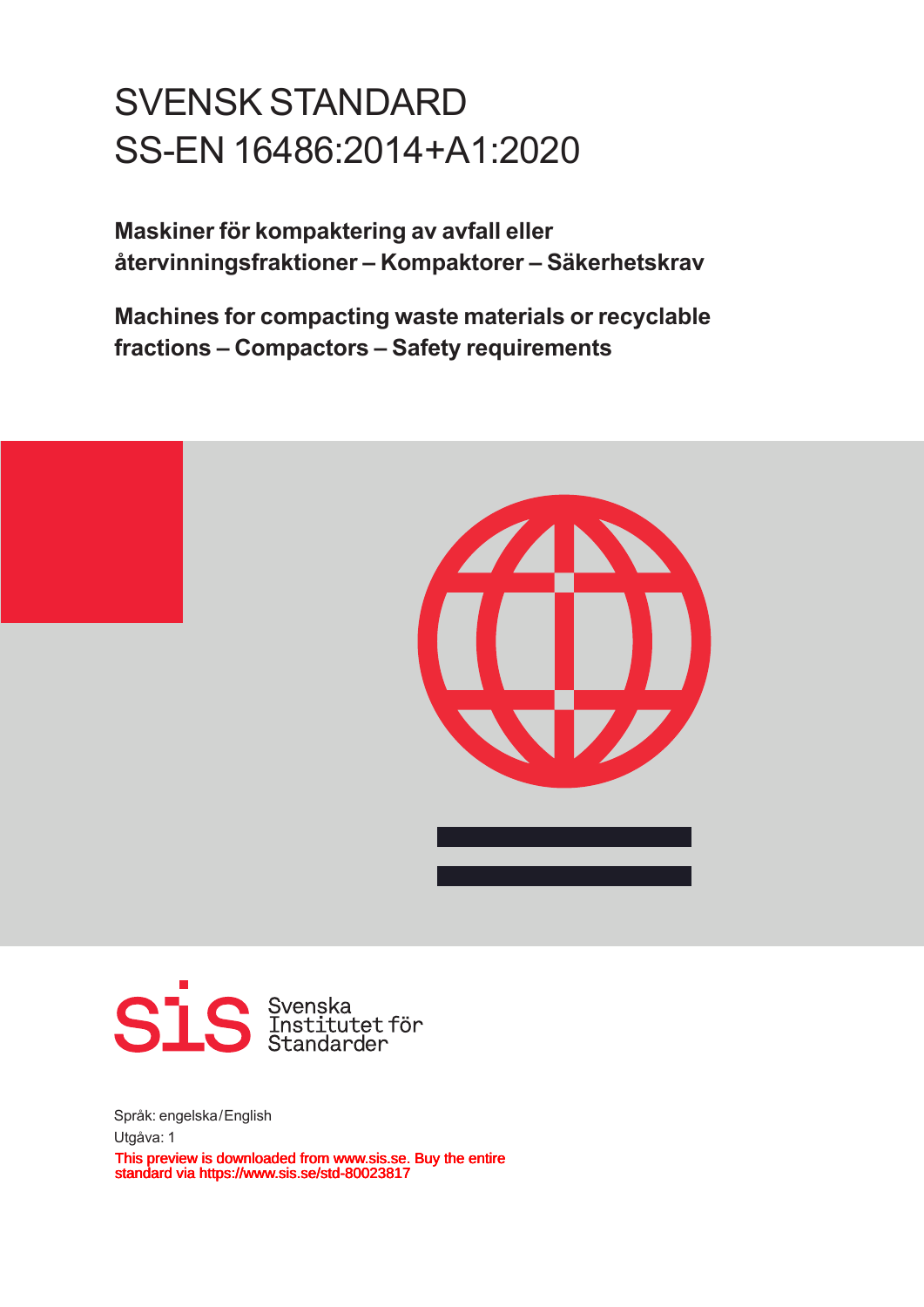# SVENSK STANDARD
# SS-EN 16486:2014+A1:2020

**Maskiner för kompaktering av avfall eller återvinningsfraktioner – Kompaktorer – Säkerhetskrav**

**Machines for compacting waste materials or recyclable fractions – Compactors – Safety requirements**

Svenska Institutet för Standarder

Språk: engelska/English

Utgåva: 1

This preview is downloaded from www.sis.se. Buy the entire standard via https://www.sis.se/std-80023817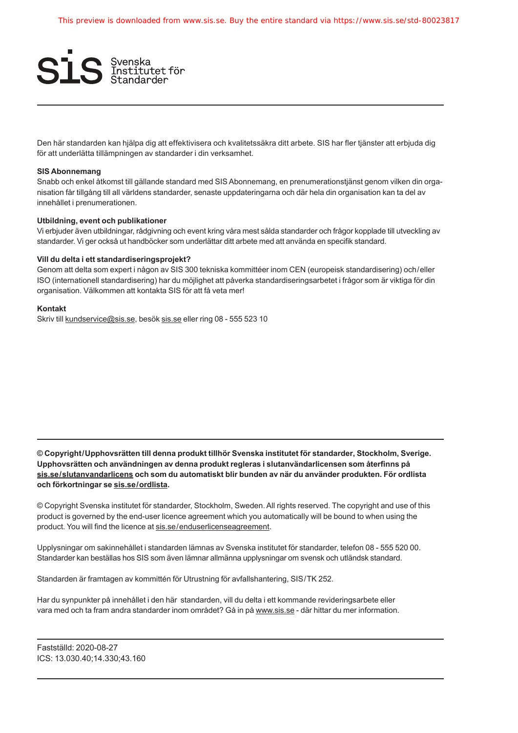Den här standarden kan hjälpa dig att effektivisera och kvalitetssäkra ditt arbete. SIS har fler tjänster att erbjuda dig för att underlätta tillämpningen av standarder i din verksamhet.

**SIS Abonnemang**
Snabb och enkel åtkomst till gällande standard med SIS Abonnemang, en prenumerationstjänst genom vilken din organisation får tillgång till all världens standarder, senaste uppdateringarna och där hela din organisation kan ta del av innehållet i prenumerationen.

**Utbildning, event och publikationer**
Vi erbjuder även utbildningar, rådgivning och event kring våra mest sålda standarder och frågor kopplade till utveckling av standarder. Vi ger också ut handböcker som underlättar ditt arbete med att använda en specifik standard.

**Vill du delta i ett standardiseringsprojekt?**
Genom att delta som expert i någon av SIS 300 tekniska kommittéer inom CEN (europeisk standardisering) och/eller ISO (internationell standardisering) har du möjlighet att påverka standardiseringsarbetet i frågor som är viktiga för din organisation. Välkommen att kontakta SIS för att få veta mer!

**Kontakt**
Skriv till kundservice@sis.se, besök sis.se eller ring 08 - 555 523 10

---

**© Copyright/Upphovsrätten till denna produkt tillhör Svenska institutet för standarder, Stockholm, Sverige. Upphovsrätten och användningen av denna produkt regleras i slutanvändarlicensen som återfinns på sis.se/slutanvandarlicens och som du automatiskt blir bunden av när du använder produkten. För ordlista och förkortningar se sis.se/ordlista.**

© Copyright Svenska institutet för standarder, Stockholm, Sweden. All rights reserved. The copyright and use of this product is governed by the end-user licence agreement which you automatically will be bound to when using the product. You will find the licence at sis.se/enduserlicenseagreement.

Upplysningar om sakinnehållet i standarden lämnas av Svenska institutet för standarder, telefon 08 - 555 520 00. Standarder kan beställas hos SIS som även lämnar allmänna upplysningar om svensk och utländsk standard.

Standarden är framtagen av kommittén för Utrustning för avfallshantering, SIS/TK 252.

Har du synpunkter på innehållet i den här standarden, vill du delta i ett kommande revideringsarbete eller vara med och ta fram andra standarder inom området? Gå in på www.sis.se - där hittar du mer information.

---

Fastställd: 2020-08-27
ICS: 13.030.40;14.330;43.160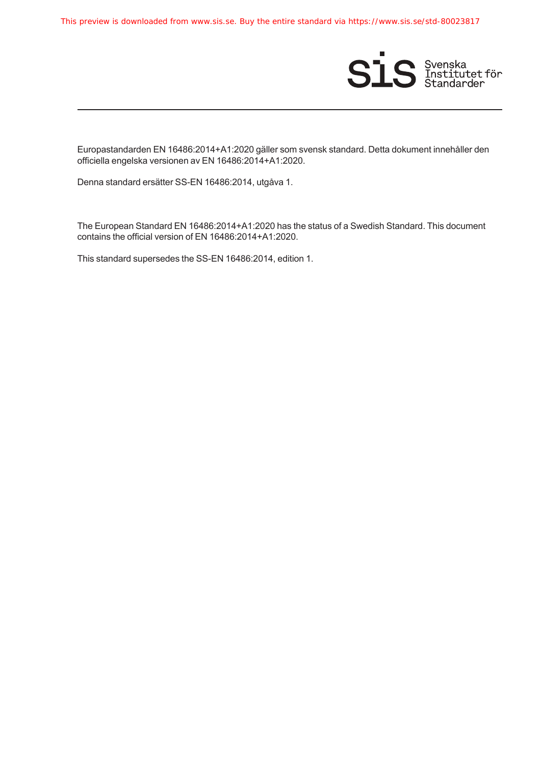Europastandarden EN 16486:2014+A1:2020 gäller som svensk standard. Detta dokument innehåller den officiella engelska versionen av EN 16486:2014+A1:2020.

Denna standard ersätter SS-EN 16486:2014, utgåva 1.

The European Standard EN 16486:2014+A1:2020 has the status of a Swedish Standard. This document contains the official version of EN 16486:2014+A1:2020.

This standard supersedes the SS-EN 16486:2014, edition 1.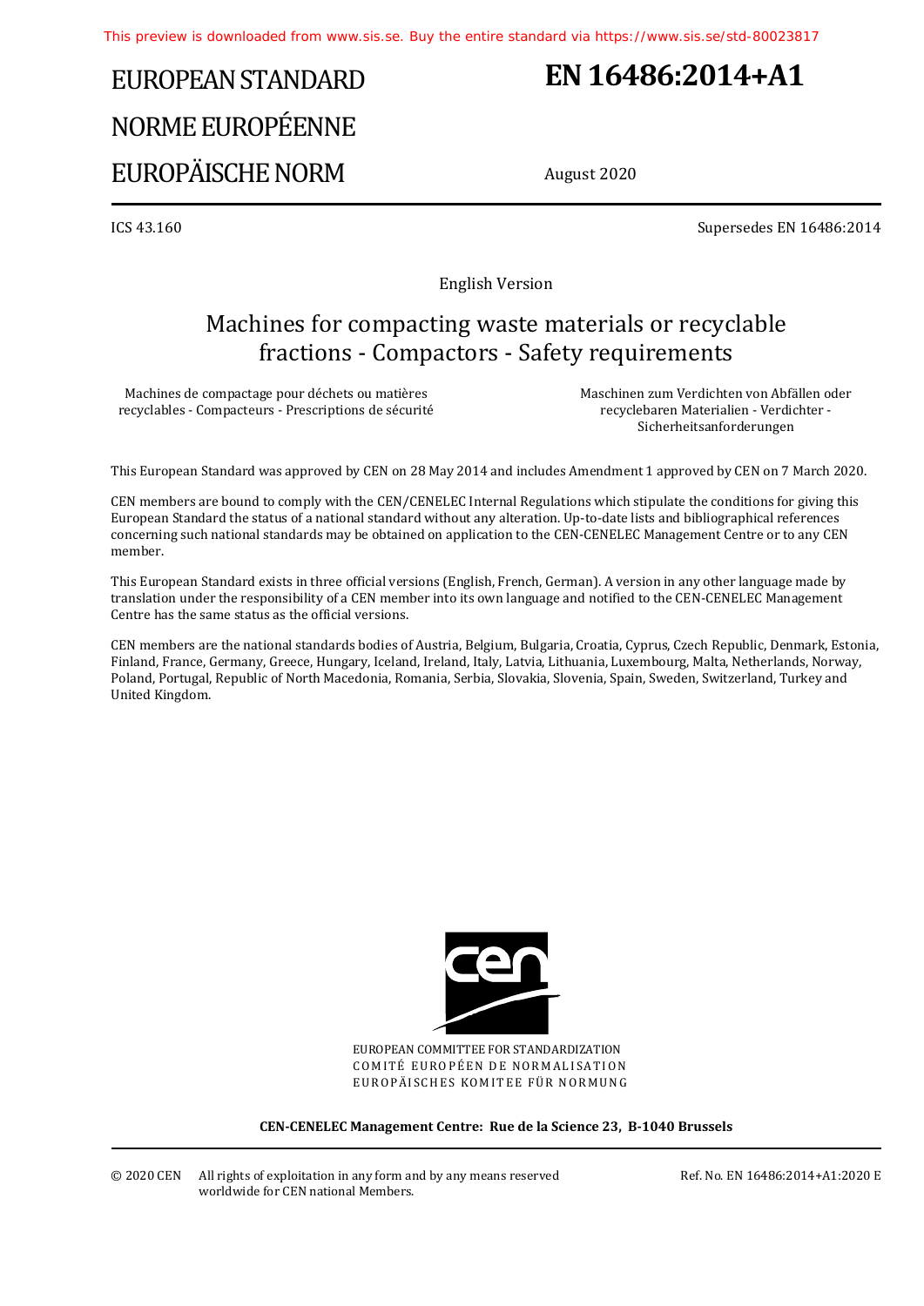# EUROPEAN STANDARD
# NORME EUROPÉENNE
# EUROPÄISCHE NORM

# EN 16486:2014+A1

August 2020

ICS 43.160

Supersedes EN 16486:2014

English Version

## Machines for compacting waste materials or recyclable fractions - Compactors - Safety requirements

Machines de compactage pour déchets ou matières recyclables - Compacteurs - Prescriptions de sécurité

Maschinen zum Verdichten von Abfällen oder recyclebaren Materialien - Verdichter - Sicherheitsanforderungen

This European Standard was approved by CEN on 28 May 2014 and includes Amendment 1 approved by CEN on 7 March 2020.

CEN members are bound to comply with the CEN/CENELEC Internal Regulations which stipulate the conditions for giving this European Standard the status of a national standard without any alteration. Up-to-date lists and bibliographical references concerning such national standards may be obtained on application to the CEN-CENELEC Management Centre or to any CEN member.

This European Standard exists in three official versions (English, French, German). A version in any other language made by translation under the responsibility of a CEN member into its own language and notified to the CEN-CENELEC Management Centre has the same status as the official versions.

CEN members are the national standards bodies of Austria, Belgium, Bulgaria, Croatia, Cyprus, Czech Republic, Denmark, Estonia, Finland, France, Germany, Greece, Hungary, Iceland, Ireland, Italy, Latvia, Lithuania, Luxembourg, Malta, Netherlands, Norway, Poland, Portugal, Republic of North Macedonia, Romania, Serbia, Slovakia, Slovenia, Spain, Sweden, Switzerland, Turkey and United Kingdom.

EUROPEAN COMMITTEE FOR STANDARDIZATION
COMITÉ EUROPÉEN DE NORMALISATION
EUROPÄISCHES KOMITEE FÜR NORMUNG

**CEN-CENELEC Management Centre: Rue de la Science 23, B-1040 Brussels**

© 2020 CEN All rights of exploitation in any form and by any means reserved worldwide for CEN national Members.

Ref. No. EN 16486:2014+A1:2020 E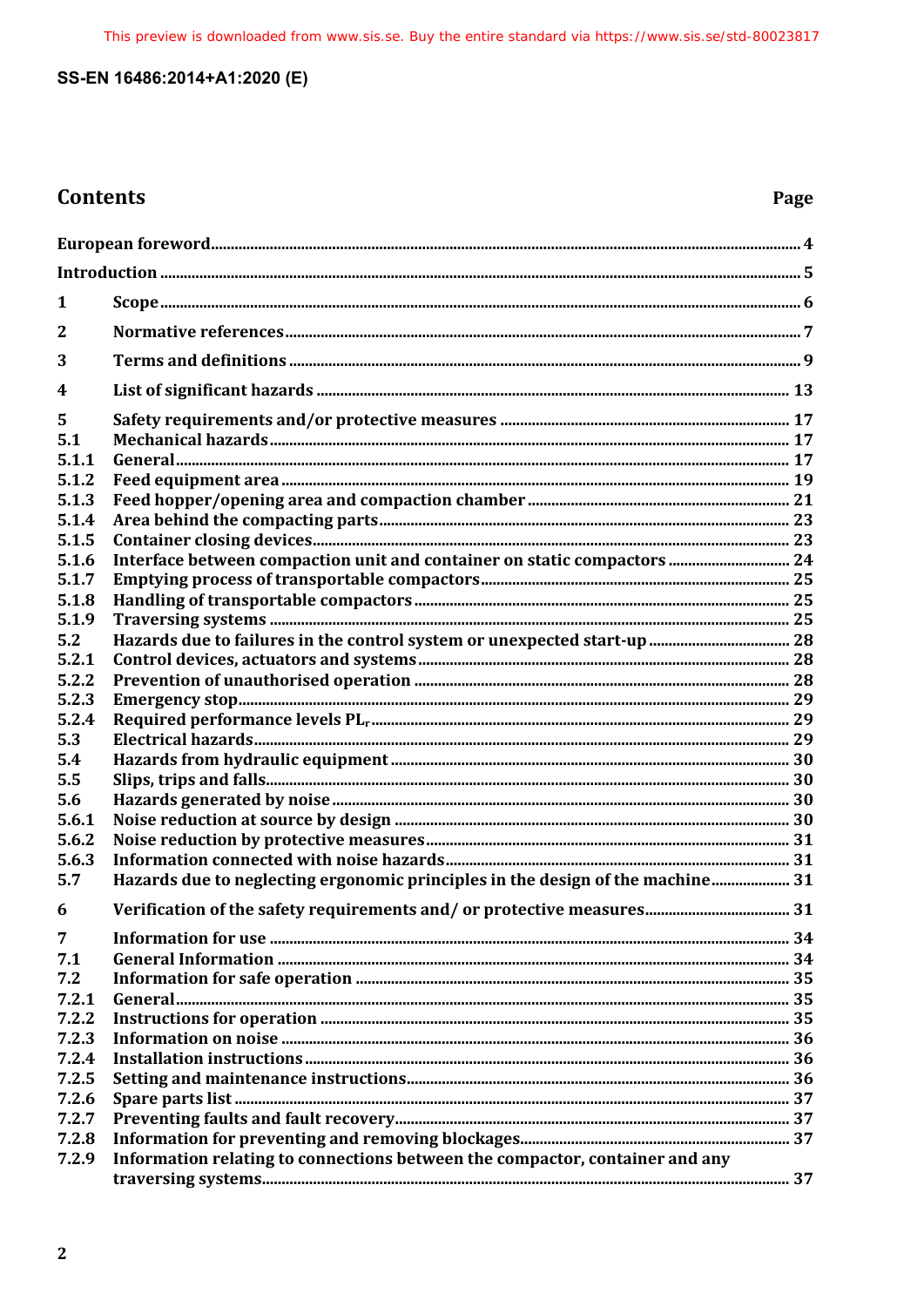## Contents

| | | Page |
|---|---|---|
| European foreword | | 4 |
| Introduction | | 5 |
| 1 | Scope | 6 |
| 2 | Normative references | 7 |
| 3 | Terms and definitions | 9 |
| 4 | List of significant hazards | 13 |
| 5 | Safety requirements and/or protective measures | 17 |
| 5.1 | Mechanical hazards | 17 |
| 5.1.1 | General | 17 |
| 5.1.2 | Feed equipment area | 19 |
| 5.1.3 | Feed hopper/opening area and compaction chamber | 21 |
| 5.1.4 | Area behind the compacting parts | 23 |
| 5.1.5 | Container closing devices | 23 |
| 5.1.6 | Interface between compaction unit and container on static compactors | 24 |
| 5.1.7 | Emptying process of transportable compactors | 25 |
| 5.1.8 | Handling of transportable compactors | 25 |
| 5.1.9 | Traversing systems | 25 |
| 5.2 | Hazards due to failures in the control system or unexpected start-up | 28 |
| 5.2.1 | Control devices, actuators and systems | 28 |
| 5.2.2 | Prevention of unauthorised operation | 28 |
| 5.2.3 | Emergency stop | 29 |
| 5.2.4 | Required performance levels $PL_r$ | 29 |
| 5.3 | Electrical hazards | 29 |
| 5.4 | Hazards from hydraulic equipment | 30 |
| 5.5 | Slips, trips and falls | 30 |
| 5.6 | Hazards generated by noise | 30 |
| 5.6.1 | Noise reduction at source by design | 30 |
| 5.6.2 | Noise reduction by protective measures | 31 |
| 5.6.3 | Information connected with noise hazards | 31 |
| 5.7 | Hazards due to neglecting ergonomic principles in the design of the machine | 31 |
| 6 | Verification of the safety requirements and/ or protective measures | 31 |
| 7 | Information for use | 34 |
| 7.1 | General Information | 34 |
| 7.2 | Information for safe operation | 35 |
| 7.2.1 | General | 35 |
| 7.2.2 | Instructions for operation | 35 |
| 7.2.3 | Information on noise | 36 |
| 7.2.4 | Installation instructions | 36 |
| 7.2.5 | Setting and maintenance instructions | 36 |
| 7.2.6 | Spare parts list | 37 |
| 7.2.7 | Preventing faults and fault recovery | 37 |
| 7.2.8 | Information for preventing and removing blockages | 37 |
| 7.2.9 | Information relating to connections between the compactor, container and any traversing systems | 37 |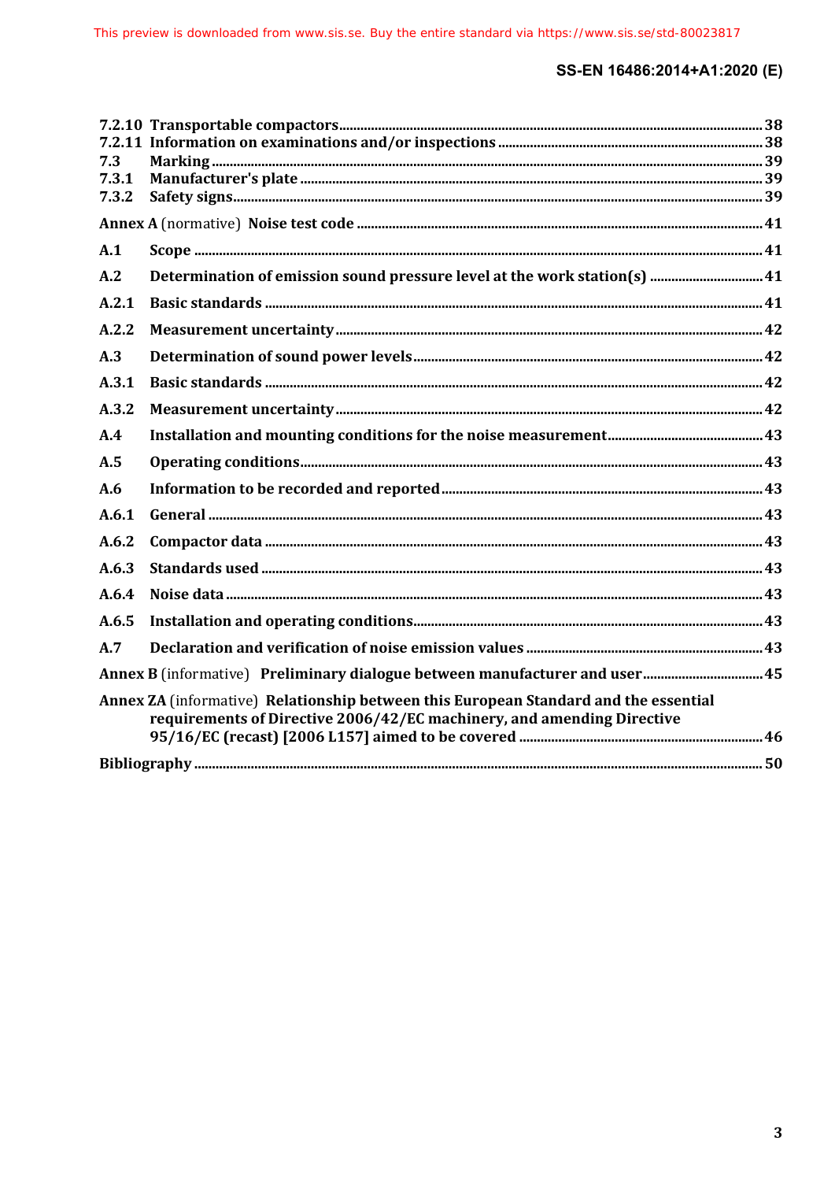7.2.10 Transportable compactors ........................................................................................................ 38
7.2.11 Information on examinations and/or inspections ............................................................. 38
7.3 Marking ........................................................................................................................................ 39
7.3.1 Manufacturer's plate ................................................................................................................. 39
7.3.2 Safety signs .................................................................................................................................. 39

Annex A (normative) Noise test code ..................................................................................................... 41

A.1 Scope ............................................................................................................................................. 41

A.2 Determination of emission sound pressure level at the work station(s) .............................. 41

A.2.1 Basic standards ........................................................................................................................... 41

A.2.2 Measurement uncertainty ........................................................................................................ 42

A.3 Determination of sound power levels ..................................................................................... 42

A.3.1 Basic standards ........................................................................................................................... 42

A.3.2 Measurement uncertainty ........................................................................................................ 42

A.4 Installation and mounting conditions for the noise measurement ....................................... 43

A.5 Operating conditions .................................................................................................................. 43

A.6 Information to be recorded and reported ............................................................................... 43

A.6.1 General .......................................................................................................................................... 43

A.6.2 Compactor data ........................................................................................................................... 43

A.6.3 Standards used ............................................................................................................................ 43

A.6.4 Noise data ..................................................................................................................................... 43

A.6.5 Installation and operating conditions ..................................................................................... 43

A.7 Declaration and verification of noise emission values ........................................................... 43

Annex B (informative) Preliminary dialogue between manufacturer and user .................................. 45

Annex ZA (informative) Relationship between this European Standard and the essential requirements of Directive 2006/42/EC machinery, and amending Directive 95/16/EC (recast) [2006 L157] aimed to be covered ................................................................ 46

Bibliography .............................................................................................................................................. 50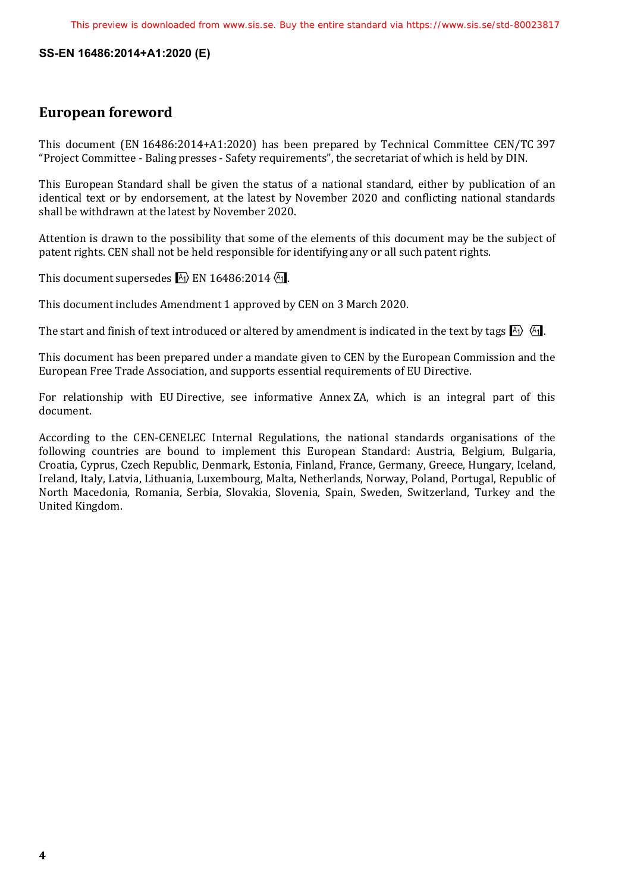# European foreword

This document (EN 16486:2014+A1:2020) has been prepared by Technical Committee CEN/TC 397 "Project Committee - Baling presses - Safety requirements", the secretariat of which is held by DIN.

This European Standard shall be given the status of a national standard, either by publication of an identical text or by endorsement, at the latest by November 2020 and conflicting national standards shall be withdrawn at the latest by November 2020.

Attention is drawn to the possibility that some of the elements of this document may be the subject of patent rights. CEN shall not be held responsible for identifying any or all such patent rights.

This document supersedes [A1) EN 16486:2014 (A1].

This document includes Amendment 1 approved by CEN on 3 March 2020.

The start and finish of text introduced or altered by amendment is indicated in the text by tags [A1) (A1].

This document has been prepared under a mandate given to CEN by the European Commission and the European Free Trade Association, and supports essential requirements of EU Directive.

For relationship with EU Directive, see informative Annex ZA, which is an integral part of this document.

According to the CEN-CENELEC Internal Regulations, the national standards organisations of the following countries are bound to implement this European Standard: Austria, Belgium, Bulgaria, Croatia, Cyprus, Czech Republic, Denmark, Estonia, Finland, France, Germany, Greece, Hungary, Iceland, Ireland, Italy, Latvia, Lithuania, Luxembourg, Malta, Netherlands, Norway, Poland, Portugal, Republic of North Macedonia, Romania, Serbia, Slovakia, Slovenia, Spain, Sweden, Switzerland, Turkey and the United Kingdom.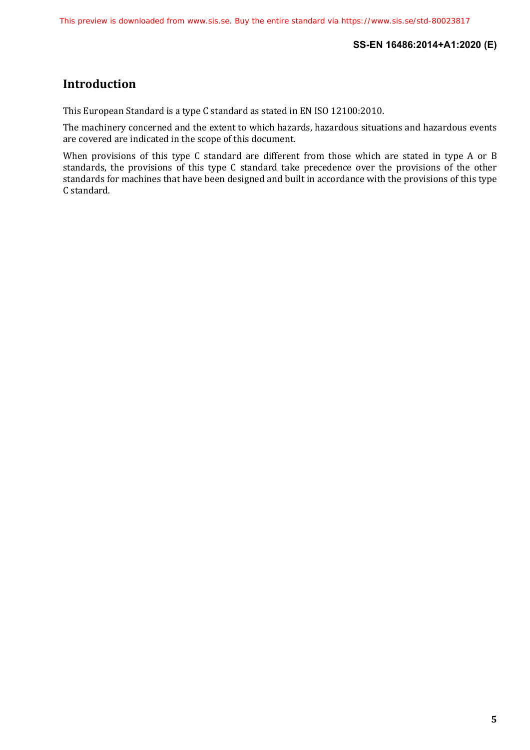## Introduction

This European Standard is a type C standard as stated in EN ISO 12100:2010.

The machinery concerned and the extent to which hazards, hazardous situations and hazardous events are covered are indicated in the scope of this document.

When provisions of this type C standard are different from those which are stated in type A or B standards, the provisions of this type C standard take precedence over the provisions of the other standards for machines that have been designed and built in accordance with the provisions of this type C standard.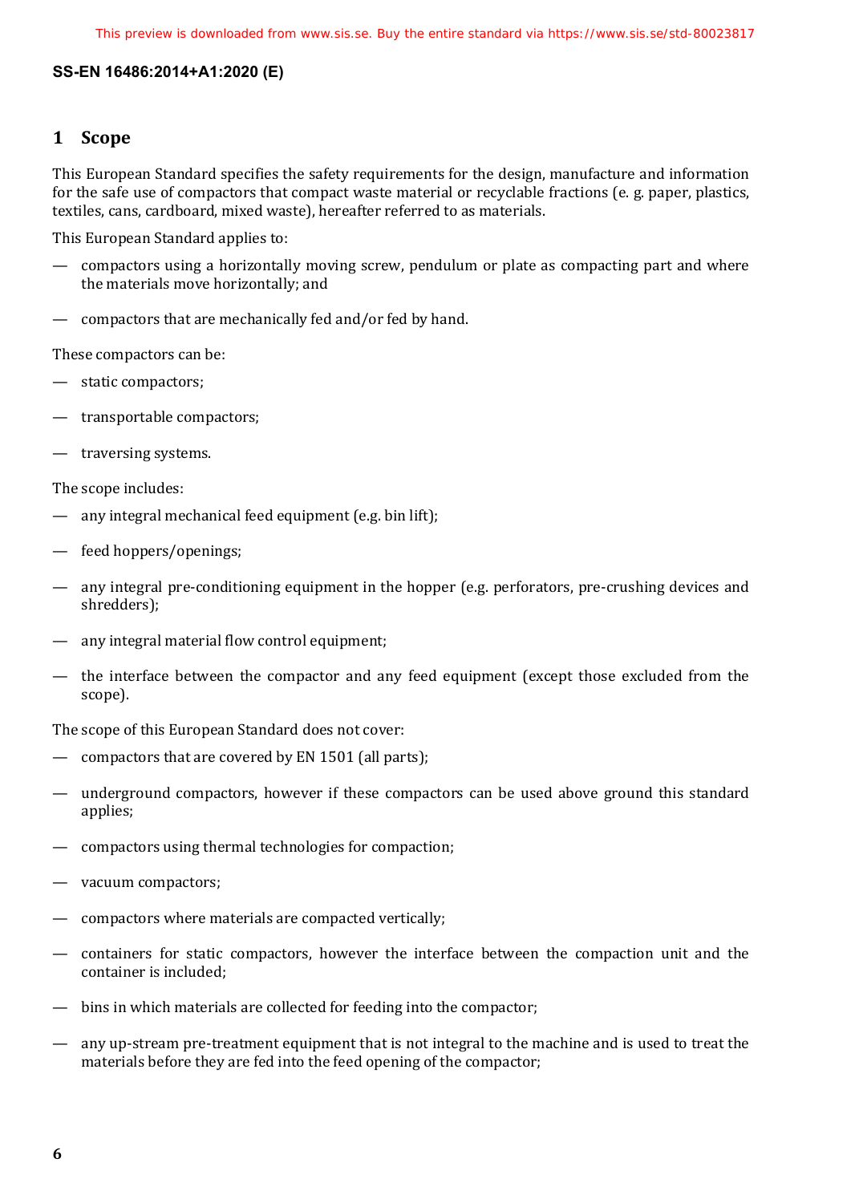## 1 Scope

This European Standard specifies the safety requirements for the design, manufacture and information for the safe use of compactors that compact waste material or recyclable fractions (e. g. paper, plastics, textiles, cans, cardboard, mixed waste), hereafter referred to as materials.

This European Standard applies to:

- compactors using a horizontally moving screw, pendulum or plate as compacting part and where the materials move horizontally; and
- compactors that are mechanically fed and/or fed by hand.

These compactors can be:

- static compactors;
- transportable compactors;
- traversing systems.

The scope includes:

- any integral mechanical feed equipment (e.g. bin lift);
- feed hoppers/openings;
- any integral pre-conditioning equipment in the hopper (e.g. perforators, pre-crushing devices and shredders);
- any integral material flow control equipment;
- the interface between the compactor and any feed equipment (except those excluded from the scope).

The scope of this European Standard does not cover:

- compactors that are covered by EN 1501 (all parts);
- underground compactors, however if these compactors can be used above ground this standard applies;
- compactors using thermal technologies for compaction;
- vacuum compactors;
- compactors where materials are compacted vertically;
- containers for static compactors, however the interface between the compaction unit and the container is included;
- bins in which materials are collected for feeding into the compactor;
- any up-stream pre-treatment equipment that is not integral to the machine and is used to treat the materials before they are fed into the feed opening of the compactor;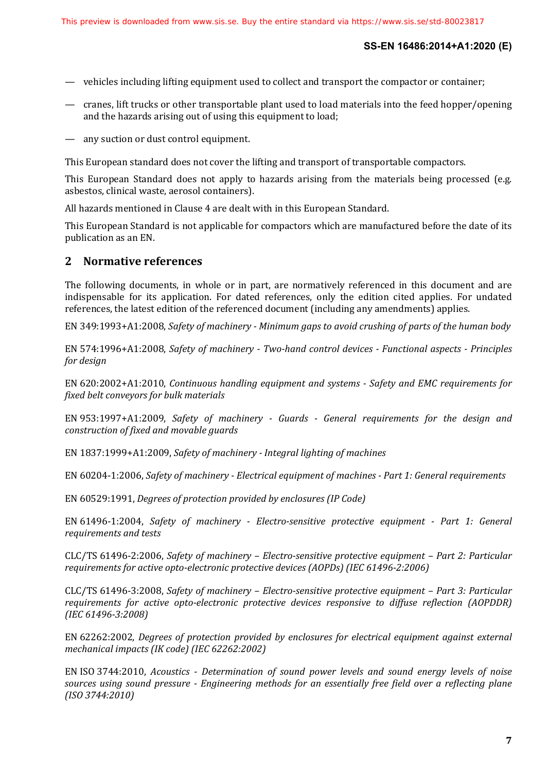— vehicles including lifting equipment used to collect and transport the compactor or container;

— cranes, lift trucks or other transportable plant used to load materials into the feed hopper/opening and the hazards arising out of using this equipment to load;

— any suction or dust control equipment.

This European standard does not cover the lifting and transport of transportable compactors.

This European Standard does not apply to hazards arising from the materials being processed (e.g. asbestos, clinical waste, aerosol containers).

All hazards mentioned in Clause 4 are dealt with in this European Standard.

This European Standard is not applicable for compactors which are manufactured before the date of its publication as an EN.

## 2 Normative references

The following documents, in whole or in part, are normatively referenced in this document and are indispensable for its application. For dated references, only the edition cited applies. For undated references, the latest edition of the referenced document (including any amendments) applies.

EN 349:1993+A1:2008, *Safety of machinery - Minimum gaps to avoid crushing of parts of the human body*

EN 574:1996+A1:2008, *Safety of machinery - Two-hand control devices - Functional aspects - Principles for design*

EN 620:2002+A1:2010, *Continuous handling equipment and systems - Safety and EMC requirements for fixed belt conveyors for bulk materials*

EN 953:1997+A1:2009, *Safety of machinery - Guards - General requirements for the design and construction of fixed and movable guards*

EN 1837:1999+A1:2009, *Safety of machinery - Integral lighting of machines*

EN 60204-1:2006, *Safety of machinery - Electrical equipment of machines - Part 1: General requirements*

EN 60529:1991, *Degrees of protection provided by enclosures (IP Code)*

EN 61496-1:2004, *Safety of machinery - Electro-sensitive protective equipment - Part 1: General requirements and tests*

CLC/TS 61496-2:2006, *Safety of machinery – Electro-sensitive protective equipment – Part 2: Particular requirements for active opto-electronic protective devices (AOPDs) (IEC 61496-2:2006)*

CLC/TS 61496-3:2008, *Safety of machinery – Electro-sensitive protective equipment – Part 3: Particular requirements for active opto-electronic protective devices responsive to diffuse reflection (AOPDDR) (IEC 61496-3:2008)*

EN 62262:2002, *Degrees of protection provided by enclosures for electrical equipment against external mechanical impacts (IK code) (IEC 62262:2002)*

EN ISO 3744:2010, *Acoustics - Determination of sound power levels and sound energy levels of noise sources using sound pressure - Engineering methods for an essentially free field over a reflecting plane (ISO 3744:2010)*